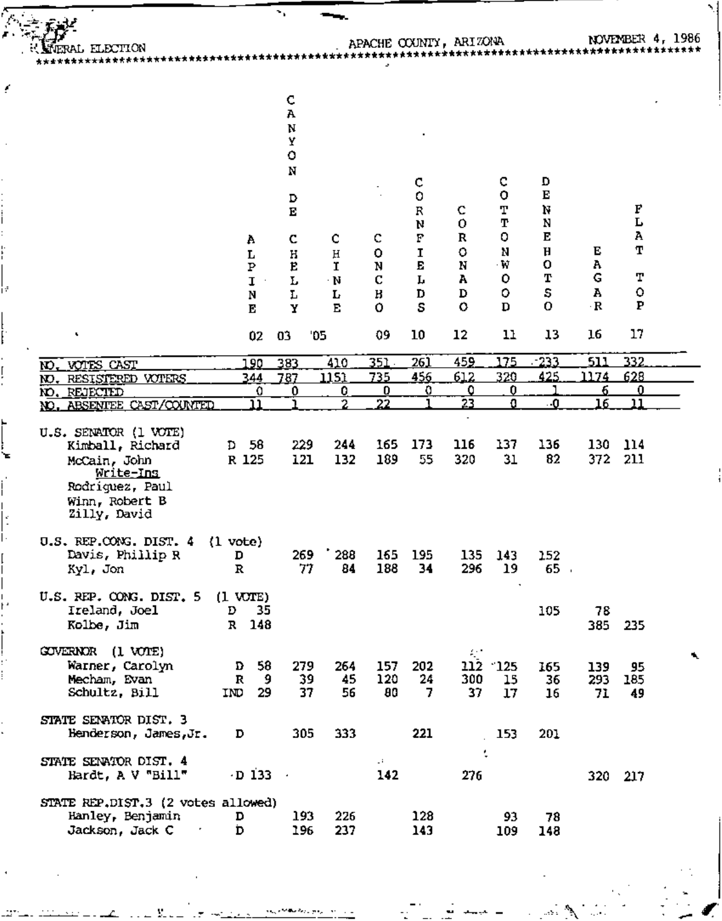# GENERAL ELECTION — APACHE COUNTY, ARIZONA — NOVEMBER 4, 1986

| | Party | ALPINE 02 | CANYON DE CHELLY 03 | CHINLE 05 | CONCHO 09 | CORNFIELDS 10 | CORONADO 12 | COTTONWOOD 11 | DENNEHOTSO 13 | EAGAR 16 | FLAT TOP 17 |
|---|---|---|---|---|---|---|---|---|---|---|---|
| NO. VOTES CAST | | 190 | 383 | 410 | 351 | 261 | 459 | 175 | 233 | 511 | 332 |
| NO. RESISTERED VOTERS | | 344 | 787 | 1151 | 735 | 456 | 612 | 320 | 425 | 1174 | 628 |
| NO. REJECTED | | 0 | 0 | 0 | 0 | 0 | 0 | 0 | 1 | 6 | 0 |
| NO. ABSENTEE CAST/COUNTED | | 11 | 1 | 2 | 22 | 1 | 23 | 0 | 0 | 16 | 11 |
| **U.S. SENATOR (1 VOTE)** | | | | | | | | | | | |
| Kimball, Richard | D | 58 | 229 | 244 | 165 | 173 | 116 | 137 | 136 | 130 | 114 |
| McCain, John | R | 125 | 121 | 132 | 189 | 55 | 320 | 31 | 82 | 372 | 211 |
| *Write-Ins* | | | | | | | | | | | |
| Rodriguez, Paul | | | | | | | | | | | |
| Winn, Robert B | | | | | | | | | | | |
| Zilly, David | | | | | | | | | | | |
| **U.S. REP.CONG. DIST. 4 (1 vote)** | | | | | | | | | | | |
| Davis, Phillip R | D | | 269 | 288 | 165 | 195 | 135 | 143 | 152 | | |
| Kyl, Jon | R | | 77 | 84 | 188 | 34 | 296 | 19 | 65 | | |
| **U.S. REP. CONG. DIST. 5 (1 VOTE)** | | | | | | | | | | | |
| Ireland, Joel | D | 35 | | | | | | | 105 | 78 | |
| Kolbe, Jim | R | 148 | | | | | | | | 385 | 235 |
| **GOVERNOR (1 VOTE)** | | | | | | | | | | | |
| Warner, Carolyn | D | 58 | 279 | 264 | 157 | 202 | 112 | 125 | 165 | 139 | 95 |
| Mecham, Evan | R | 9 | 39 | 45 | 120 | 24 | 300 | 15 | 36 | 293 | 185 |
| Schultz, Bill | IND | 29 | 37 | 56 | 80 | 7 | 37 | 17 | 16 | 71 | 49 |
| **STATE SENATOR DIST. 3** | | | | | | | | | | | |
| Henderson, James,Jr. | D | | 305 | 333 | | 221 | | 153 | 201 | | |
| **STATE SENATOR DIST. 4** | | | | | | | | | | | |
| Hardt, A V "Bill" | D | 133 | | | 142 | | 276 | | | 320 | 217 |
| **STATE REP.DIST.3 (2 votes allowed)** | | | | | | | | | | | |
| Hanley, Benjamin | D | | 193 | 226 | | 128 | | 93 | 78 | | |
| Jackson, Jack C | D | | 196 | 237 | | 143 | | 109 | 148 | | |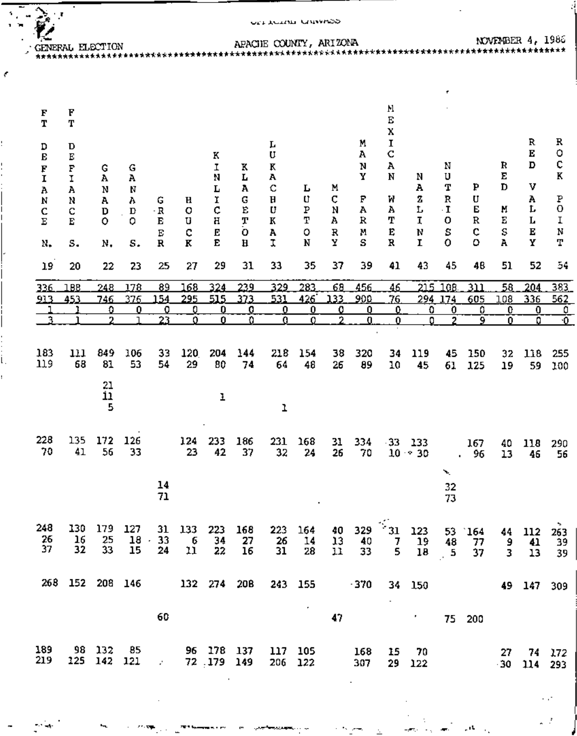OFFICIAL CANVASS

GENERAL ELECTION — APACHE COUNTY, ARIZONA — NOVEMBER 4, 1986

| FT DEFIANCE N. | FT DEFIANCE S. | GANADO N. | GANADO S. | GREER | HOUCK | KINLICHEE | KLAGETOH | LUKACHUKAI | LUPTON | MCNARY | MANY FARMS | MEXICAN WATER | NAZLINI | NUTRIOSO | PUERCO | RED MESA | RED VALLEY | ROCK POINT |
|---|---|---|---|---|---|---|---|---|---|---|---|---|---|---|---|---|---|---|
| 19 | 20 | 22 | 23 | 25 | 27 | 29 | 31 | 33 | 35 | 37 | 39 | 41 | 43 | 45 | 48 | 51 | 52 | 54 |
| 336 | 188 | 248 | 178 | 89 | 168 | 324 | 239 | 329 | 283 | 68 | 456 | 46 | 215 | 108 | 311 | 58 | 204 | 383 |
| 913 | 453 | 746 | 376 | 154 | 295 | 515 | 373 | 531 | 426 | 133 | 900 | 76 | 294 | 174 | 605 | 108 | 336 | 562 |
| 1 | 1 | 0 | 0 | 0 | 0 | 0 | 0 | 0 | 0 | 0 | 0 | 0 | 0 | 0 | 0 | 0 | 0 | 0 |
| 3 | 1 | 2 | 1 | 23 | 0 | 0 | 0 | 0 | 0 | 2 | 0 | 0 | 0 | 2 | 9 | 0 | 0 | 0 |
| 183 | 111 | 849 | 106 | 33 | 120 | 204 | 144 | 218 | 154 | 38 | 320 | 34 | 119 | 45 | 150 | 32 | 118 | 255 |
| 119 | 68 | 81 | 53 | 54 | 29 | 80 | 74 | 64 | 48 | 26 | 89 | 10 | 45 | 61 | 125 | 19 | 59 | 100 |
| | | 21 | | | | | | | | | | | | | | | | |
| | | 11 | | | | 1 | | | | | | | | | | | | |
| | | 5 | | | | | | 1 | | | | | | | | | | |
| 228 | 135 | 172 | 126 | | 124 | 233 | 186 | 231 | 168 | 31 | 334 | 33 | 133 | | 167 | 40 | 118 | 290 |
| 70 | 41 | 56 | 33 | | 23 | 42 | 37 | 32 | 24 | 26 | 70 | 10 | 30 | | 96 | 13 | 46 | 56 |
| | | | | 14 | | | | | | | | | | 32 | | | | |
| | | | | 71 | | | | | | | | | | 73 | | | | |
| 248 | 130 | 179 | 127 | 31 | 133 | 223 | 168 | 223 | 164 | 40 | 329 | 31 | 123 | 53 | 164 | 44 | 112 | 263 |
| 26 | 16 | 25 | 18 | 33 | 6 | 34 | 27 | 26 | 14 | 13 | 40 | 7 | 19 | 48 | 77 | 9 | 41 | 39 |
| 37 | 32 | 33 | 15 | 24 | 11 | 22 | 16 | 31 | 28 | 11 | 33 | 5 | 18 | 5 | 37 | 3 | 13 | 39 |
| 268 | 152 | 208 | 146 | | 132 | 274 | 208 | 243 | 155 | | 370 | 34 | 150 | | | 49 | 147 | 309 |
| | | | | 60 | | | | | | 47 | | | | 75 | 200 | | | |
| 189 | 98 | 132 | 85 | | 96 | 178 | 137 | 117 | 105 | | 168 | 15 | 70 | | | 27 | 74 | 172 |
| 219 | 125 | 142 | 121 | | 72 | 179 | 149 | 206 | 122 | | 307 | 29 | 122 | | | 30 | 114 | 293 |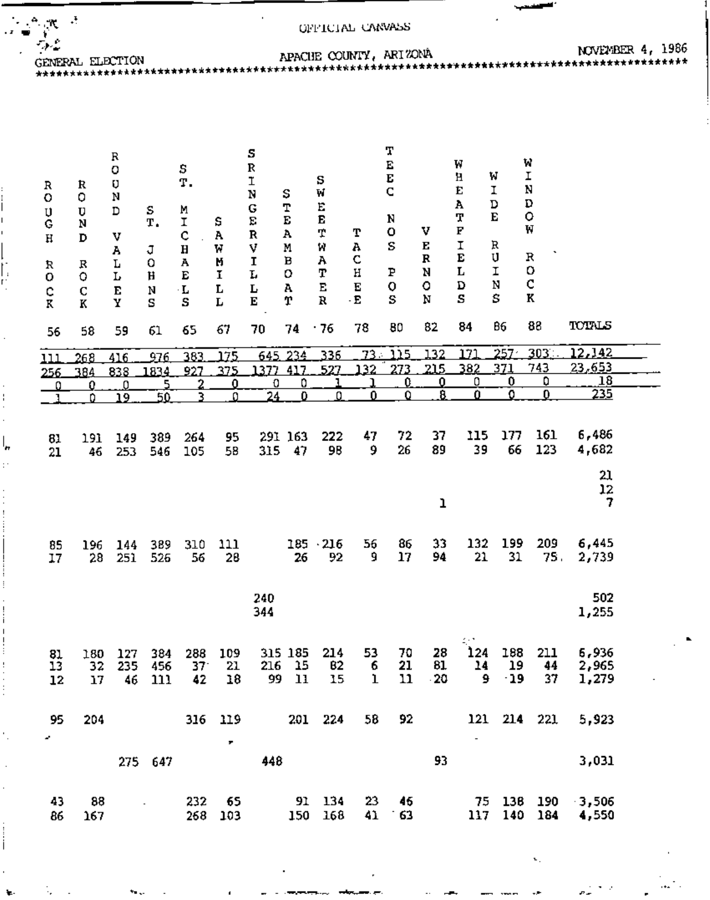# OFFICIAL CANVASS

GENERAL ELECTION — APACHE COUNTY, ARIZONA — NOVEMBER 4, 1986

| ROUGH ROCK | ROUND ROCK | ROUND VALLEY | ST. JOHNS | ST. MICHAELS | SAWMILL | SPRINGERVILLE | STEAMBOAT | SWEETWATER | TACHE | TEEC NOS POS | VERNON | WHEATFIELDS | WIDE RUINS | WINDOW ROCK | TOTALS |
|---|---|---|---|---|---|---|---|---|---|---|---|---|---|---|---|
| 56 | 58 | 59 | 61 | 65 | 67 | 70 | 74 | 76 | 78 | 80 | 82 | 84 | 86 | 88 | |
| 111 | 268 | 416 | 976 | 383 | 175 | 645 | 234 | 336 | 73 | 115 | 132 | 171 | 257 | 303 | 12,142 |
| 256 | 384 | 838 | 1834 | 927 | 375 | 1377 | 417 | 527 | 132 | 273 | 215 | 382 | 371 | 743 | 23,653 |
| 0 | 0 | 0 | 5 | 2 | 0 | 0 | 0 | 1 | 1 | 0 | 0 | 0 | 0 | 0 | 18 |
| 1 | 0 | 19 | 50 | 3 | 0 | 24 | 0 | 0 | 0 | 0 | 8 | 0 | 0 | 0 | 235 |
| 81 | 191 | 149 | 389 | 264 | 95 | 291 | 163 | 222 | 47 | 72 | 37 | 115 | 177 | 161 | 6,486 |
| 21 | 46 | 253 | 546 | 105 | 58 | 315 | 47 | 98 | 9 | 26 | 89 | 39 | 66 | 123 | 4,682 |
| | | | | | | | | | | | | | | | 21 |
| | | | | | | | | | | | | | | | 12 |
| | | | | | | | | | | | 1 | | | | 7 |
| 85 | 196 | 144 | 389 | 310 | 111 | | 185 | 216 | 56 | 86 | 33 | 132 | 199 | 209 | 6,445 |
| 17 | 28 | 251 | 526 | 56 | 28 | | 26 | 92 | 9 | 17 | 94 | 21 | 31 | 75 | 2,739 |
| | | | | | | 240 | | | | | | | | | 502 |
| | | | | | | 344 | | | | | | | | | 1,255 |
| 81 | 180 | 127 | 384 | 288 | 109 | 315 | 185 | 214 | 53 | 70 | 28 | 124 | 188 | 211 | 6,936 |
| 13 | 32 | 235 | 456 | 37 | 21 | 216 | 15 | 82 | 6 | 21 | 81 | 14 | 19 | 44 | 2,965 |
| 12 | 17 | 46 | 111 | 42 | 18 | 99 | 11 | 15 | 1 | 11 | 20 | 9 | 19 | 37 | 1,279 |
| 95 | 204 | | | 316 | 119 | | 201 | 224 | 58 | 92 | | 121 | 214 | 221 | 5,923 |
| | | 275 | 647 | | | 448 | | | | | 93 | | | | 3,031 |
| 43 | 88 | | | 232 | 65 | | 91 | 134 | 23 | 46 | | 75 | 138 | 190 | 3,506 |
| 86 | 167 | | | 268 | 103 | | 150 | 168 | 41 | 63 | | 117 | 140 | 184 | 4,550 |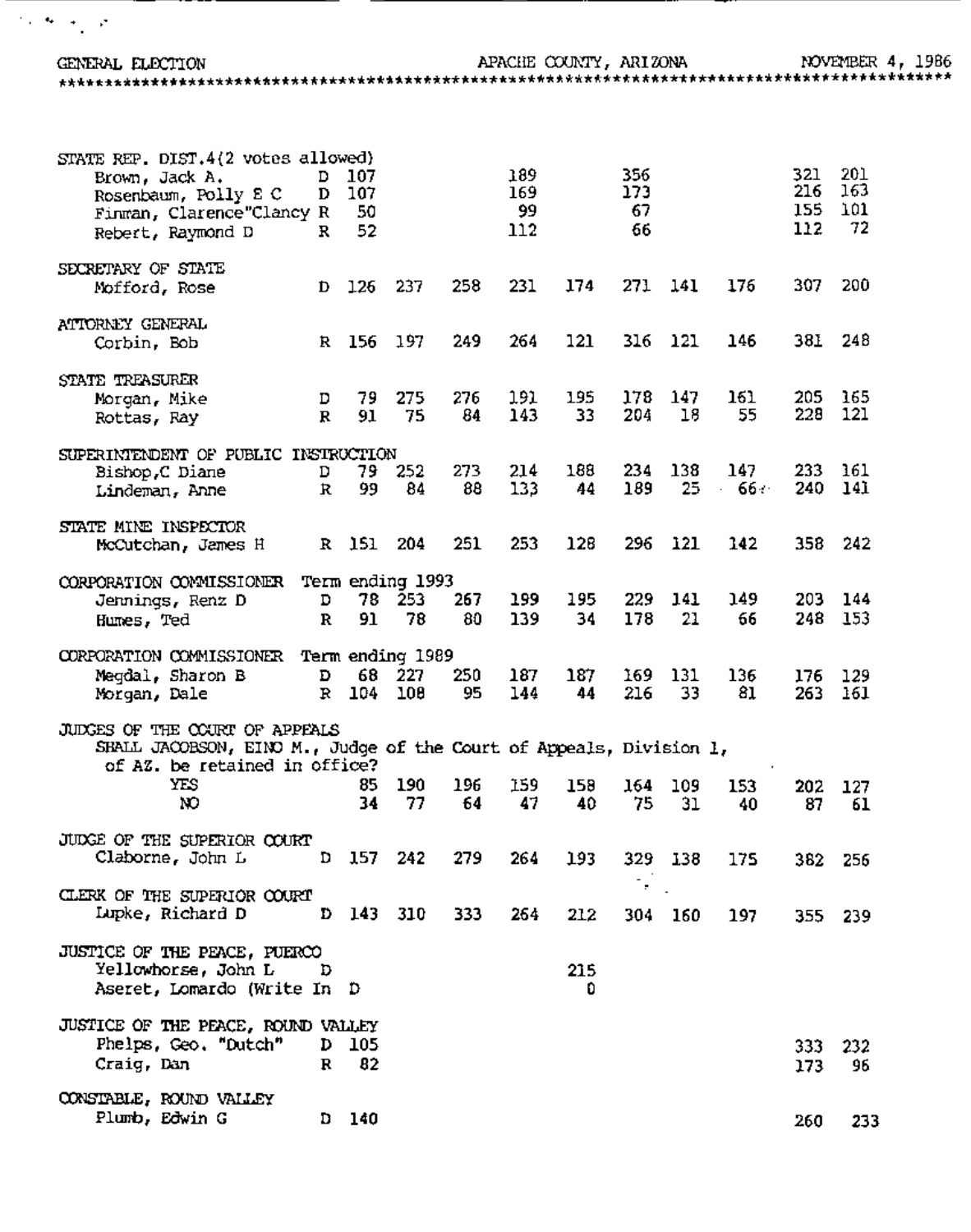| Office / Candidate | Party | | | | | | | | | | |
|---|---|---|---|---|---|---|---|---|---|---|---|
| **STATE REP. DIST.4(2 votes allowed)** | | | | | | | | | | | |
| Brown, Jack A. | D | 107 | | | 189 | | 356 | | | 321 | 201 |
| Rosenbaum, Polly E C | D | 107 | | | 169 | | 173 | | | 216 | 163 |
| Finnan, Clarence"Clancy | R | 50 | | | 99 | | 67 | | | 155 | 101 |
| Rebert, Raymond D | R | 52 | | | 112 | | 66 | | | 112 | 72 |
| **SECRETARY OF STATE** | | | | | | | | | | | |
| Mofford, Rose | D | 126 | 237 | 258 | 231 | 174 | 271 | 141 | 176 | 307 | 200 |
| **ATTORNEY GENERAL** | | | | | | | | | | | |
| Corbin, Bob | R | 156 | 197 | 249 | 264 | 121 | 316 | 121 | 146 | 381 | 248 |
| **STATE TREASURER** | | | | | | | | | | | |
| Morgan, Mike | D | 79 | 275 | 276 | 191 | 195 | 178 | 147 | 161 | 205 | 165 |
| Rottas, Ray | R | 91 | 75 | 84 | 143 | 33 | 204 | 18 | 55 | 228 | 121 |
| **SUPERINTENDENT OF PUBLIC INSTRUCTION** | | | | | | | | | | | |
| Bishop,C Diane | D | 79 | 252 | 273 | 214 | 188 | 234 | 138 | 147 | 233 | 161 |
| Lindeman, Anne | R | 99 | 84 | 88 | 133 | 44 | 189 | 25 | 66 | 240 | 141 |
| **STATE MINE INSPECTOR** | | | | | | | | | | | |
| McCutchan, James H | R | 151 | 204 | 251 | 253 | 128 | 296 | 121 | 142 | 358 | 242 |
| **CORPORATION COMMISSIONER Term ending 1993** | | | | | | | | | | | |
| Jennings, Renz D | D | 78 | 253 | 267 | 199 | 195 | 229 | 141 | 149 | 203 | 144 |
| Humes, Ted | R | 91 | 78 | 80 | 139 | 34 | 178 | 21 | 66 | 248 | 153 |
| **CORPORATION COMMISSIONER Term ending 1989** | | | | | | | | | | | |
| Megdal, Sharon B | D | 68 | 227 | 250 | 187 | 187 | 169 | 131 | 136 | 176 | 129 |
| Morgan, Dale | R | 104 | 108 | 95 | 144 | 44 | 216 | 33 | 81 | 263 | 161 |
| **JUDGES OF THE COURT OF APPEALS** | | | | | | | | | | | |
| SHALL JACOBSON, EINO M., Judge of the Court of Appeals, Division 1, of AZ. be retained in office? | | | | | | | | | | | |
| YES | | 85 | 190 | 196 | 159 | 158 | 164 | 109 | 153 | 202 | 127 |
| NO | | 34 | 77 | 64 | 47 | 40 | 75 | 31 | 40 | 87 | 61 |
| **JUDGE OF THE SUPERIOR COURT** | | | | | | | | | | | |
| Claborne, John L | D | 157 | 242 | 279 | 264 | 193 | 329 | 138 | 175 | 382 | 256 |
| **CLERK OF THE SUPERIOR COURT** | | | | | | | | | | | |
| Lupke, Richard D | D | 143 | 310 | 333 | 264 | 212 | 304 | 160 | 197 | 355 | 239 |
| **JUSTICE OF THE PEACE, PUERCO** | | | | | | | | | | | |
| Yellowhorse, John L | D | | | | | 215 | | | | | |
| Aseret, Lomardo (Write In | D | | | | | 0 | | | | | |
| **JUSTICE OF THE PEACE, ROUND VALLEY** | | | | | | | | | | | |
| Phelps, Geo. "Dutch" | D | 105 | | | | | | | | 333 | 232 |
| Craig, Dan | R | 82 | | | | | | | | 173 | 96 |
| **CONSTABLE, ROUND VALLEY** | | | | | | | | | | | |
| Plumb, Edwin G | D | 140 | | | | | | | | 260 | 233 |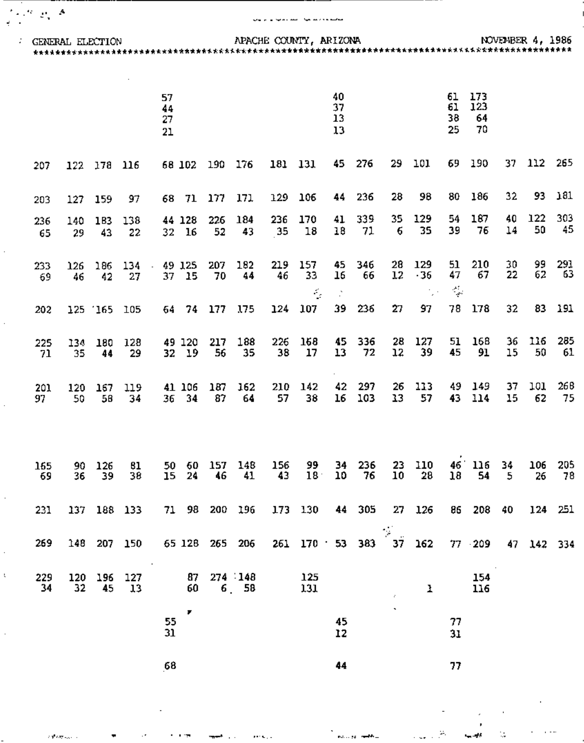GENERAL ELECTION — APACHE COUNTY, ARIZONA — NOVEMBER 4, 1986

| | | | | | | | | | | | | | | | | | | |
|---|---|---|---|---|---|---|---|---|---|---|---|---|---|---|---|---|---|---|
| | | | | 57 | | | | | | 40 | | | | 61 | 173 | | | |
| | | | | 44 | | | | | | 37 | | | | 61 | 123 | | | |
| | | | | 27 | | | | | | 13 | | | | 38 | 64 | | | |
| | | | | 21 | | | | | | 13 | | | | 25 | 70 | | | |
| 207 | 122 | 178 | 116 | 68 | 102 | 190 | 176 | 181 | 131 | 45 | 276 | 29 | 101 | 69 | 190 | 37 | 112 | 265 |
| 203 | 127 | 159 | 97 | 68 | 71 | 177 | 171 | 129 | 106 | 44 | 236 | 28 | 98 | 80 | 186 | 32 | 93 | 181 |
| 236 | 140 | 183 | 138 | 44 | 128 | 226 | 184 | 236 | 170 | 41 | 339 | 35 | 129 | 54 | 187 | 40 | 122 | 303 |
| 65 | 29 | 43 | 22 | 32 | 16 | 52 | 43 | 35 | 18 | 18 | 71 | 6 | 35 | 39 | 76 | 14 | 50 | 45 |
| 233 | 126 | 186 | 134 | 49 | 125 | 207 | 182 | 219 | 157 | 45 | 346 | 28 | 129 | 51 | 210 | 30 | 99 | 291 |
| 69 | 46 | 42 | 27 | 37 | 15 | 70 | 44 | 46 | 33 | 16 | 66 | 12 | 36 | 47 | 67 | 22 | 62 | 63 |
| 202 | 125 | 165 | 105 | 64 | 74 | 177 | 175 | 124 | 107 | 39 | 236 | 27 | 97 | 78 | 178 | 32 | 83 | 191 |
| 225 | 134 | 180 | 128 | 49 | 120 | 217 | 188 | 226 | 168 | 45 | 336 | 28 | 127 | 51 | 168 | 36 | 116 | 285 |
| 71 | 35 | 44 | 29 | 32 | 19 | 56 | 35 | 38 | 17 | 13 | 72 | 12 | 39 | 45 | 91 | 15 | 50 | 61 |
| 201 | 120 | 167 | 119 | 41 | 106 | 187 | 162 | 210 | 142 | 42 | 297 | 26 | 113 | 49 | 149 | 37 | 101 | 268 |
| 97 | 50 | 58 | 34 | 36 | 34 | 87 | 64 | 57 | 38 | 16 | 103 | 13 | 57 | 43 | 114 | 15 | 62 | 75 |
| 165 | 90 | 126 | 81 | 50 | 60 | 157 | 148 | 156 | 99 | 34 | 236 | 23 | 110 | 46 | 116 | 34 | 106 | 205 |
| 69 | 36 | 39 | 38 | 15 | 24 | 46 | 41 | 43 | 18 | 10 | 76 | 10 | 28 | 18 | 54 | 5 | 26 | 78 |
| 231 | 137 | 188 | 133 | 71 | 98 | 200 | 196 | 173 | 130 | 44 | 305 | 27 | 126 | 86 | 208 | 40 | 124 | 251 |
| 269 | 148 | 207 | 150 | 65 | 128 | 265 | 206 | 261 | 170 | 53 | 383 | 37 | 162 | 77 | 209 | 47 | 142 | 334 |
| 229 | 120 | 196 | 127 | | 87 | 274 | 148 | | 125 | | | | | | 154 | | | |
| 34 | 32 | 45 | 13 | | 60 | 6 | 58 | | 131 | | | | 1 | | 116 | | | |
| | | | | 55 | | | | | | 45 | | | | 77 | | | | |
| | | | | 31 | | | | | | 12 | | | | 31 | | | | |
| | | | | 68 | | | | | | 44 | | | | 77 | | | | |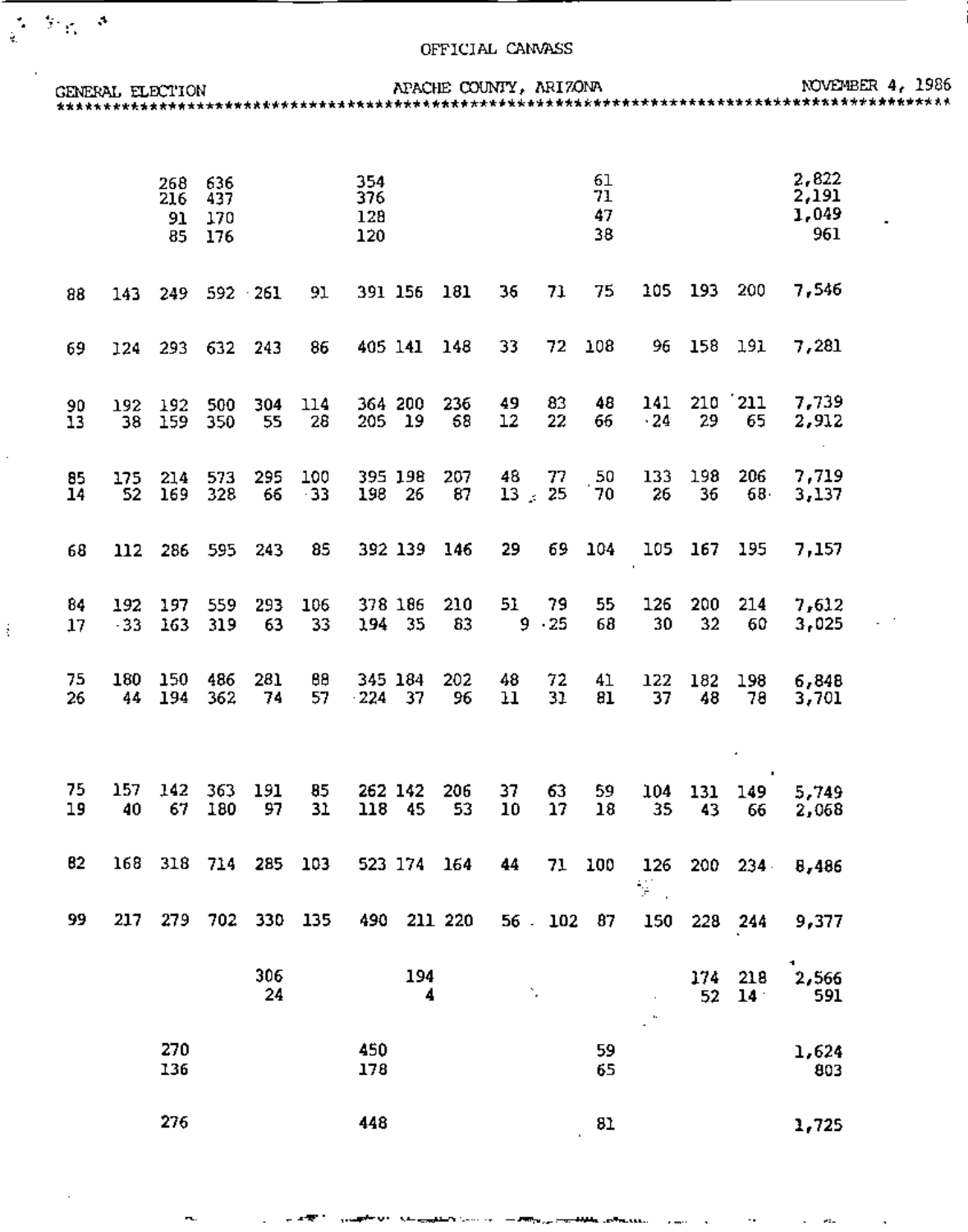OFFICIAL CANVASS

GENERAL ELECTION — APACHE COUNTY, ARIZONA — NOVEMBER 4, 1986

| | | | | | | | | | | | | | | | |
|---|---|---|---|---|---|---|---|---|---|---|---|---|---|---|---|
| | | 268 | 636 | | | 354 | | | | | 61 | | | | 2,822 |
| | | 216 | 437 | | | 376 | | | | | 71 | | | | 2,191 |
| | | 91 | 170 | | | 128 | | | | | 47 | | | | 1,049 |
| | | 85 | 176 | | | 120 | | | | | 38 | | | | 961 |
| 88 | 143 | 249 | 592 | 261 | 91 | 391 | 156 | 181 | 36 | 71 | 75 | 105 | 193 | 200 | 7,546 |
| 69 | 124 | 293 | 632 | 243 | 86 | 405 | 141 | 148 | 33 | 72 | 108 | 96 | 158 | 191 | 7,281 |
| 90 | 192 | 192 | 500 | 304 | 114 | 364 | 200 | 236 | 49 | 83 | 48 | 141 | 210 | 211 | 7,739 |
| 13 | 38 | 159 | 350 | 55 | 28 | 205 | 19 | 68 | 12 | 22 | 66 | 24 | 29 | 65 | 2,912 |
| 85 | 175 | 214 | 573 | 295 | 100 | 395 | 198 | 207 | 48 | 77 | 50 | 133 | 198 | 206 | 7,719 |
| 14 | 52 | 169 | 328 | 66 | 33 | 198 | 26 | 87 | 13 | 25 | 70 | 26 | 36 | 68 | 3,137 |
| 68 | 112 | 286 | 595 | 243 | 85 | 392 | 139 | 146 | 29 | 69 | 104 | 105 | 167 | 195 | 7,157 |
| 84 | 192 | 197 | 559 | 293 | 106 | 378 | 186 | 210 | 51 | 79 | 55 | 126 | 200 | 214 | 7,612 |
| 17 | 33 | 163 | 319 | 63 | 33 | 194 | 35 | 83 | 9 | 25 | 68 | 30 | 32 | 60 | 3,025 |
| 75 | 180 | 150 | 486 | 281 | 88 | 345 | 184 | 202 | 48 | 72 | 41 | 122 | 182 | 198 | 6,848 |
| 26 | 44 | 194 | 362 | 74 | 57 | 224 | 37 | 96 | 11 | 31 | 81 | 37 | 48 | 78 | 3,701 |
| 75 | 157 | 142 | 363 | 191 | 85 | 262 | 142 | 206 | 37 | 63 | 59 | 104 | 131 | 149 | 5,749 |
| 19 | 40 | 67 | 180 | 97 | 31 | 118 | 45 | 53 | 10 | 17 | 18 | 35 | 43 | 66 | 2,068 |
| 82 | 168 | 318 | 714 | 285 | 103 | 523 | 174 | 164 | 44 | 71 | 100 | 126 | 200 | 234 | 8,486 |
| 99 | 217 | 279 | 702 | 330 | 135 | 490 | 211 | 220 | 56 | 102 | 87 | 150 | 228 | 244 | 9,377 |
| | | | | 306 | | | 194 | | | | | | 174 | 218 | 2,566 |
| | | | | 24 | | | 4 | | | | | | 52 | 14 | 591 |
| | | 270 | | | | 450 | | | | | 59 | | | | 1,624 |
| | | 136 | | | | 178 | | | | | 65 | | | | 803 |
| | | 276 | | | | 448 | | | | | 81 | | | | 1,725 |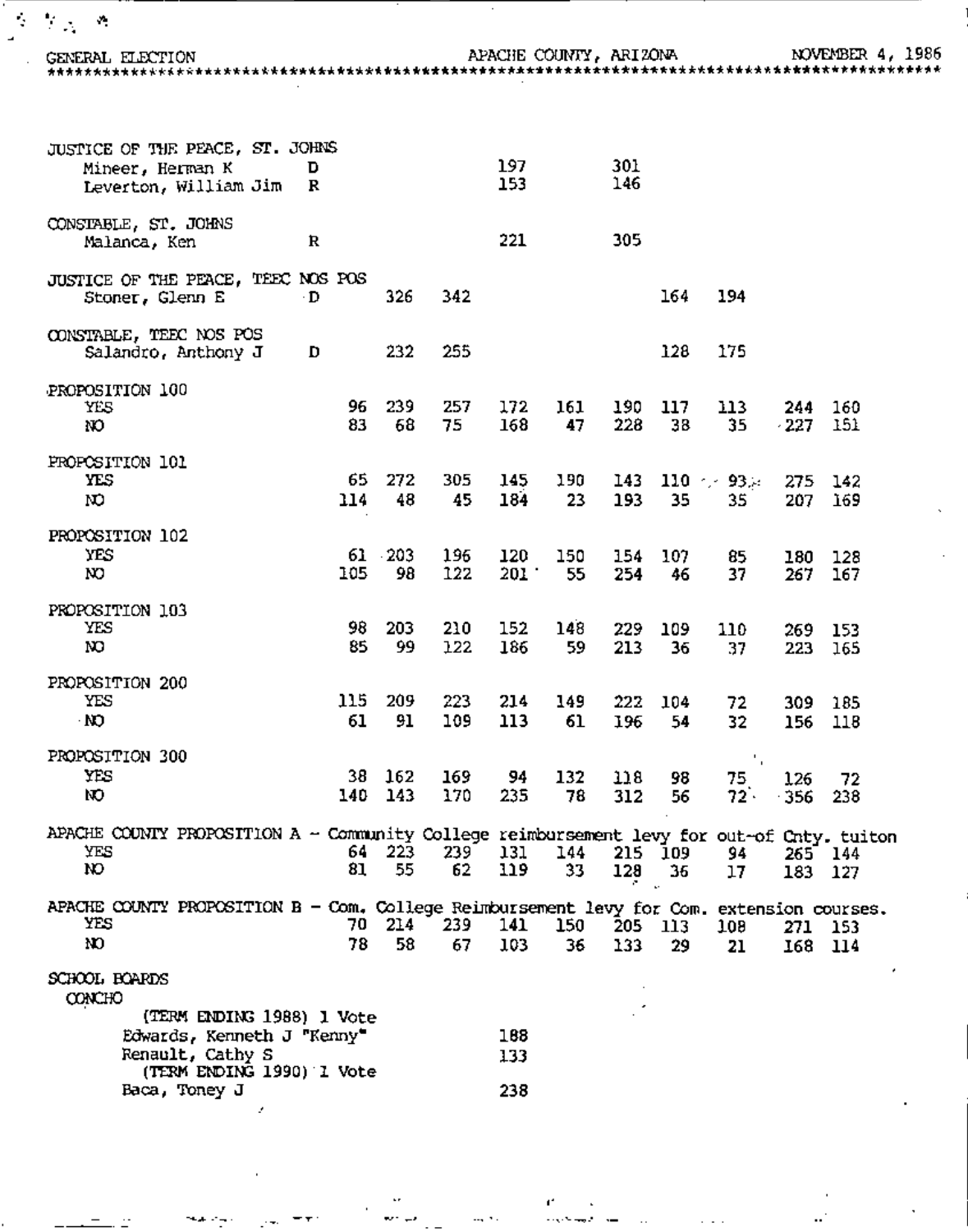| Office / Candidate | Party | | | | | | | | | | |
|---|---|---|---|---|---|---|---|---|---|---|---|
| **JUSTICE OF THE PEACE, ST. JOHNS** | | | | | | | | | | | |
| Mineer, Herman K | D | | | | 197 | | 301 | | | | |
| Leverton, William Jim | R | | | | 153 | | 146 | | | | |
| **CONSTABLE, ST. JOHNS** | | | | | | | | | | | |
| Malanca, Ken | R | | | | 221 | | 305 | | | | |
| **JUSTICE OF THE PEACE, TEEC NOS POS** | | | | | | | | | | | |
| Stoner, Glenn E | D | | 326 | 342 | | | | 164 | 194 | | |
| **CONSTABLE, TEEC NOS POS** | | | | | | | | | | | |
| Salandro, Anthony J | D | | 232 | 255 | | | | 128 | 175 | | |
| **PROPOSITION 100** | | | | | | | | | | | |
| YES | | 96 | 239 | 257 | 172 | 161 | 190 | 117 | 113 | 244 | 160 |
| NO | | 83 | 68 | 75 | 168 | 47 | 228 | 38 | 35 | 227 | 151 |
| **PROPOSITION 101** | | | | | | | | | | | |
| YES | | 65 | 272 | 305 | 145 | 190 | 143 | 110 | 93 | 275 | 142 |
| NO | | 114 | 48 | 45 | 184 | 23 | 193 | 35 | 35 | 207 | 169 |
| **PROPOSITION 102** | | | | | | | | | | | |
| YES | | 61 | 203 | 196 | 120 | 150 | 154 | 107 | 85 | 180 | 128 |
| NO | | 105 | 98 | 122 | 201 | 55 | 254 | 46 | 37 | 267 | 167 |
| **PROPOSITION 103** | | | | | | | | | | | |
| YES | | 98 | 203 | 210 | 152 | 148 | 229 | 109 | 110 | 269 | 153 |
| NO | | 85 | 99 | 122 | 186 | 59 | 213 | 36 | 37 | 223 | 165 |
| **PROPOSITION 200** | | | | | | | | | | | |
| YES | | 115 | 209 | 223 | 214 | 149 | 222 | 104 | 72 | 309 | 185 |
| NO | | 61 | 91 | 109 | 113 | 61 | 196 | 54 | 32 | 156 | 118 |
| **PROPOSITION 300** | | | | | | | | | | | |
| YES | | 38 | 162 | 169 | 94 | 132 | 118 | 98 | 75 | 126 | 72 |
| NO | | 140 | 143 | 170 | 235 | 78 | 312 | 56 | 72 | 356 | 238 |
| **APACHE COUNTY PROPOSITION A - Community College reimbursement levy for out-of Cnty. tuiton** | | | | | | | | | | | |
| YES | | 64 | 223 | 239 | 131 | 144 | 215 | 109 | 94 | 265 | 144 |
| NO | | 81 | 55 | 62 | 119 | 33 | 128 | 36 | 17 | 183 | 127 |
| **APACHE COUNTY PROPOSITION B - Com. College Reimbursement levy for Com. extension courses.** | | | | | | | | | | | |
| YES | | 70 | 214 | 239 | 141 | 150 | 205 | 113 | 108 | 271 | 153 |
| NO | | 78 | 58 | 67 | 103 | 36 | 133 | 29 | 21 | 168 | 114 |
| **SCHOOL BOARDS** | | | | | | | | | | | |
| **CONCHO** | | | | | | | | | | | |
| (TERM ENDING 1988) 1 Vote | | | | | | | | | | | |
| Edwards, Kenneth J "Kenny" | | | | | 188 | | | | | | |
| Renault, Cathy S | | | | | 133 | | | | | | |
| (TERM ENDING 1990) 1 Vote | | | | | | | | | | | |
| Baca, Toney J | | | | | 238 | | | | | | |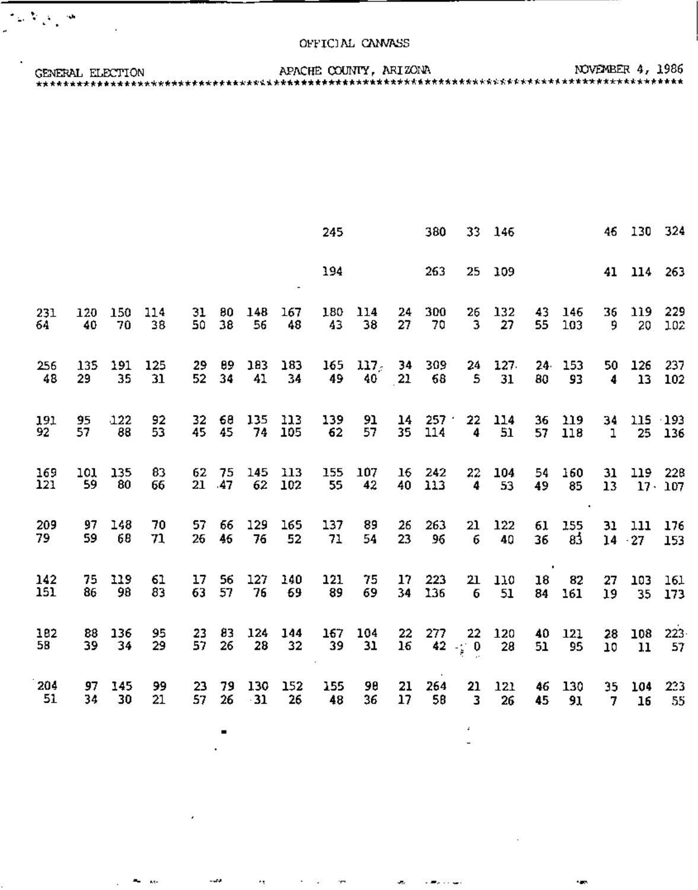OFFICIAL CANVASS

GENERAL ELECTION — APACHE COUNTY, ARIZONA — NOVEMBER 4, 1986

| | | | | | | | | | | | | | | | | | | |
|---|---|---|---|---|---|---|---|---|---|---|---|---|---|---|---|---|---|---|
| | | | | | | | | 245 | | | 380 | 33 | 146 | | | 46 | 130 | 324 |
| | | | | | | | | 194 | | | 263 | 25 | 109 | | | 41 | 114 | 263 |
| 231 | 120 | 150 | 114 | 31 | 80 | 148 | 167 | 180 | 114 | 24 | 300 | 26 | 132 | 43 | 146 | 36 | 119 | 229 |
| 64 | 40 | 70 | 38 | 50 | 38 | 56 | 48 | 43 | 38 | 27 | 70 | 3 | 27 | 55 | 103 | 9 | 20 | 102 |
| 256 | 135 | 191 | 125 | 29 | 89 | 183 | 183 | 165 | 117 | 34 | 309 | 24 | 127 | 24 | 153 | 50 | 126 | 237 |
| 48 | 29 | 35 | 31 | 52 | 34 | 41 | 34 | 49 | 40 | 21 | 68 | 5 | 31 | 80 | 93 | 4 | 13 | 102 |
| 191 | 95 | 122 | 92 | 32 | 68 | 135 | 113 | 139 | 91 | 14 | 257 | 22 | 114 | 36 | 119 | 34 | 115 | 193 |
| 92 | 57 | 88 | 53 | 45 | 45 | 74 | 105 | 62 | 57 | 35 | 114 | 4 | 51 | 57 | 118 | 1 | 25 | 136 |
| 169 | 101 | 135 | 83 | 62 | 75 | 145 | 113 | 155 | 107 | 16 | 242 | 22 | 104 | 54 | 160 | 31 | 119 | 228 |
| 121 | 59 | 80 | 66 | 21 | 47 | 62 | 102 | 55 | 42 | 40 | 113 | 4 | 53 | 49 | 85 | 13 | 17 | 107 |
| 209 | 97 | 148 | 70 | 57 | 66 | 129 | 165 | 137 | 89 | 26 | 263 | 21 | 122 | 61 | 155 | 31 | 111 | 176 |
| 79 | 59 | 68 | 71 | 26 | 46 | 76 | 52 | 71 | 54 | 23 | 96 | 6 | 40 | 36 | 83 | 14 | 27 | 153 |
| 142 | 75 | 119 | 61 | 17 | 56 | 127 | 140 | 121 | 75 | 17 | 223 | 21 | 110 | 18 | 82 | 27 | 103 | 161 |
| 151 | 86 | 98 | 83 | 63 | 57 | 76 | 69 | 89 | 69 | 34 | 136 | 6 | 51 | 84 | 161 | 19 | 35 | 173 |
| 182 | 88 | 136 | 95 | 23 | 83 | 124 | 144 | 167 | 104 | 22 | 277 | 22 | 120 | 40 | 121 | 28 | 108 | 223 |
| 58 | 39 | 34 | 29 | 57 | 26 | 28 | 32 | 39 | 31 | 16 | 42 | 0 | 28 | 51 | 95 | 10 | 11 | 57 |
| 204 | 97 | 145 | 99 | 23 | 79 | 130 | 152 | 155 | 98 | 21 | 264 | 21 | 121 | 46 | 130 | 35 | 104 | 223 |
| 51 | 34 | 30 | 21 | 57 | 26 | 31 | 26 | 48 | 36 | 17 | 58 | 3 | 26 | 45 | 91 | 7 | 16 | 55 |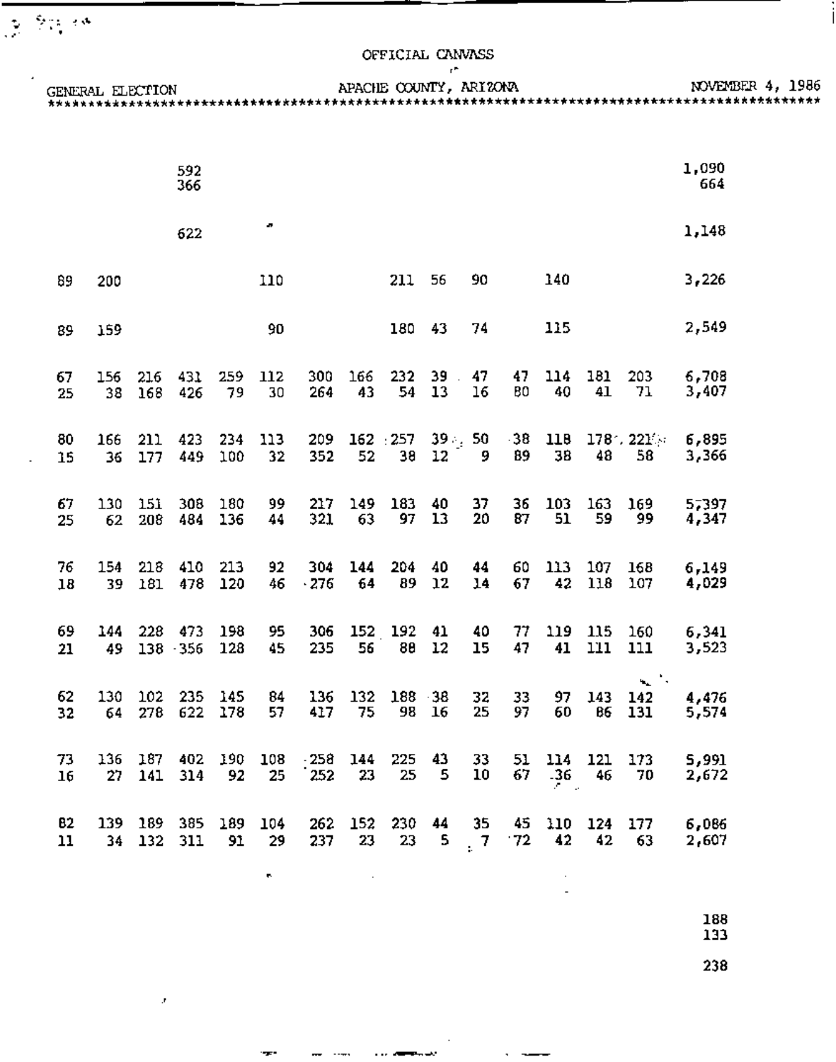OFFICIAL CANVASS

GENERAL ELECTION — APACHE COUNTY, ARIZONA — NOVEMBER 4, 1986

| | | | | | | | | | | | | | | | |
|---|---|---|---|---|---|---|---|---|---|---|---|---|---|---|---|
| | | | 592 | | | | | | | | | | | | 1,090 |
| | | | 366 | | | | | | | | | | | | 664 |
| | | | 622 | | | | | | | | | | | | 1,148 |
| 89 | 200 | | | | 110 | | | 211 | 56 | 90 | | 140 | | | 3,226 |
| 89 | 159 | | | | 90 | | | 180 | 43 | 74 | | 115 | | | 2,549 |
| 67 | 156 | 216 | 431 | 259 | 112 | 300 | 166 | 232 | 39 | 47 | 47 | 114 | 181 | 203 | 6,708 |
| 25 | 38 | 168 | 426 | 79 | 30 | 264 | 43 | 54 | 13 | 16 | 80 | 40 | 41 | 71 | 3,407 |
| 80 | 166 | 211 | 423 | 234 | 113 | 209 | 162 | 257 | 39 | 50 | 38 | 118 | 178 | 221 | 6,895 |
| 15 | 36 | 177 | 449 | 100 | 32 | 352 | 52 | 38 | 12 | 9 | 89 | 38 | 48 | 58 | 3,366 |
| 67 | 130 | 151 | 308 | 180 | 99 | 217 | 149 | 183 | 40 | 37 | 36 | 103 | 163 | 169 | 5,397 |
| 25 | 62 | 208 | 484 | 136 | 44 | 321 | 63 | 97 | 13 | 20 | 87 | 51 | 59 | 99 | 4,347 |
| 76 | 154 | 218 | 410 | 213 | 92 | 304 | 144 | 204 | 40 | 44 | 60 | 113 | 107 | 168 | 6,149 |
| 18 | 39 | 181 | 478 | 120 | 46 | 276 | 64 | 89 | 12 | 14 | 67 | 42 | 118 | 107 | 4,029 |
| 69 | 144 | 228 | 473 | 198 | 95 | 306 | 152 | 192 | 41 | 40 | 77 | 119 | 115 | 160 | 6,341 |
| 21 | 49 | 138 | 356 | 128 | 45 | 235 | 56 | 88 | 12 | 15 | 47 | 41 | 111 | 111 | 3,523 |
| 62 | 130 | 102 | 235 | 145 | 84 | 136 | 132 | 188 | 38 | 32 | 33 | 97 | 143 | 142 | 4,476 |
| 32 | 64 | 278 | 622 | 178 | 57 | 417 | 75 | 98 | 16 | 25 | 97 | 60 | 86 | 131 | 5,574 |
| 73 | 136 | 187 | 402 | 190 | 108 | 258 | 144 | 225 | 43 | 33 | 51 | 114 | 121 | 173 | 5,991 |
| 16 | 27 | 141 | 314 | 92 | 25 | 252 | 23 | 25 | 5 | 10 | 67 | 36 | 46 | 70 | 2,672 |
| 82 | 139 | 189 | 385 | 189 | 104 | 262 | 152 | 230 | 44 | 35 | 45 | 110 | 124 | 177 | 6,086 |
| 11 | 34 | 132 | 311 | 91 | 29 | 237 | 23 | 23 | 5 | 7 | 72 | 42 | 42 | 63 | 2,607 |
| | | | | | | | | | | | | | | | 188 |
| | | | | | | | | | | | | | | | 133 |
| | | | | | | | | | | | | | | | 238 |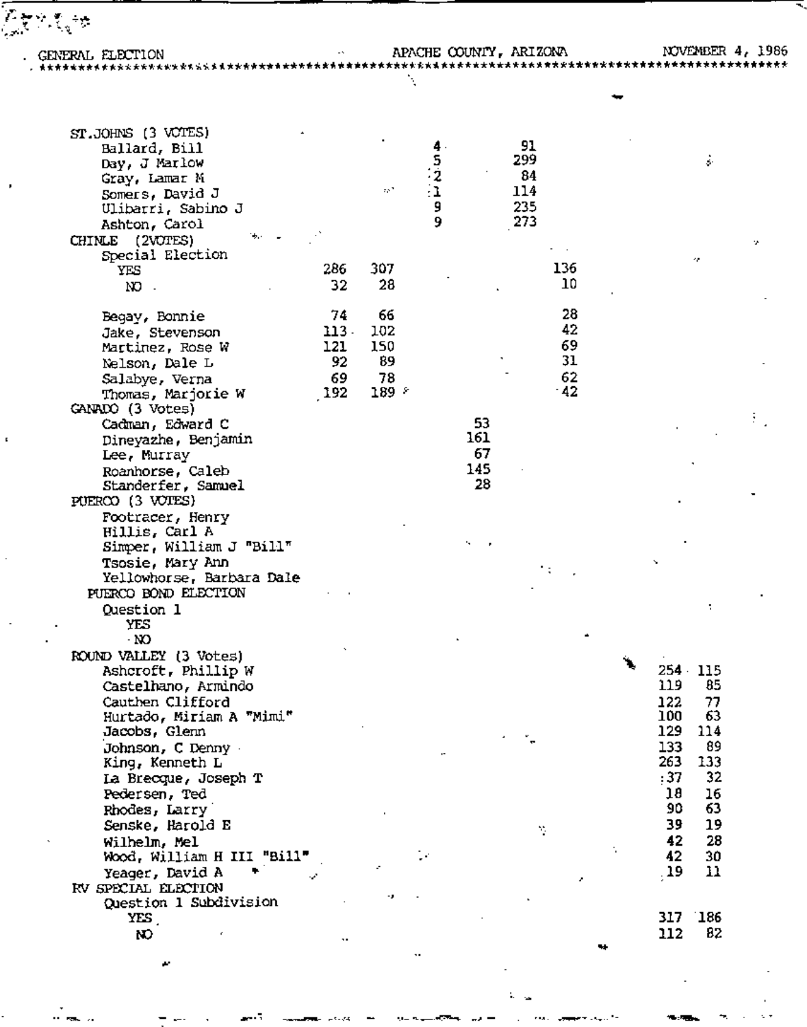GENERAL ELECTION — APACHE COUNTY, ARIZONA — NOVEMBER 4, 1986

| Race / Candidate | | | | | | | | |
|---|---|---|---|---|---|---|---|---|
| **ST.JOHNS (3 VOTES)** | | | | | | | | |
| Ballard, Bill | | | 4 | | 91 | | | |
| Day, J Marlow | | | 5 | | 299 | | | |
| Gray, Lamar M | | | 2 | | 84 | | | |
| Somers, David J | | | 1 | | 114 | | | |
| Ulibarri, Sabino J | | | 9 | | 235 | | | |
| Ashton, Carol | | | 9 | | 273 | | | |
| **CHINLE (2VOTES)** | | | | | | | | |
| Special Election | | | | | | | | |
| YES | 286 | 307 | | | | 136 | | |
| NO | 32 | 28 | | | | 10 | | |
| Begay, Bonnie | 74 | 66 | | | | 28 | | |
| Jake, Stevenson | 113 | 102 | | | | 42 | | |
| Martinez, Rose W | 121 | 150 | | | | 69 | | |
| Nelson, Dale L | 92 | 89 | | | | 31 | | |
| Salabye, Verna | 69 | 78 | | | | 62 | | |
| Thomas, Marjorie W | 192 | 189 | | | | 42 | | |
| **GANADO (3 Votes)** | | | | | | | | |
| Cadman, Edward C | | | | 53 | | | | |
| Dineyazhe, Benjamin | | | | 161 | | | | |
| Lee, Murray | | | | 67 | | | | |
| Roanhorse, Caleb | | | | 145 | | | | |
| Standerfer, Samuel | | | | 28 | | | | |
| **PUERCO (3 VOTES)** | | | | | | | | |
| Footracer, Henry | | | | | | | | |
| Hillis, Carl A | | | | | | | | |
| Simper, William J "Bill" | | | | | | | | |
| Tsosie, Mary Ann | | | | | | | | |
| Yellowhorse, Barbara Dale | | | | | | | | |
| **PUERCO BOND ELECTION** | | | | | | | | |
| Question 1 | | | | | | | | |
| YES | | | | | | | | |
| NO | | | | | | | | |
| **ROUND VALLEY (3 Votes)** | | | | | | | | |
| Ashcroft, Phillip W | | | | | | | 254 | 115 |
| Castelhano, Armindo | | | | | | | 119 | 85 |
| Cauthen Clifford | | | | | | | 122 | 77 |
| Hurtado, Miriam A "Mimi" | | | | | | | 100 | 63 |
| Jacobs, Glenn | | | | | | | 129 | 114 |
| Johnson, C Denny | | | | | | | 133 | 89 |
| King, Kenneth L | | | | | | | 263 | 133 |
| La Brecque, Joseph T | | | | | | | 37 | 32 |
| Pedersen, Ted | | | | | | | 18 | 16 |
| Rhodes, Larry | | | | | | | 90 | 63 |
| Senske, Harold E | | | | | | | 39 | 19 |
| Wilhelm, Mel | | | | | | | 42 | 28 |
| Wood, William H III "Bill" | | | | | | | 42 | 30 |
| Yeager, David A | | | | | | | 19 | 11 |
| **RV SPECIAL ELECTION** | | | | | | | | |
| Question 1 Subdivision | | | | | | | | |
| YES | | | | | | | 317 | 186 |
| NO | | | | | | | 112 | 82 |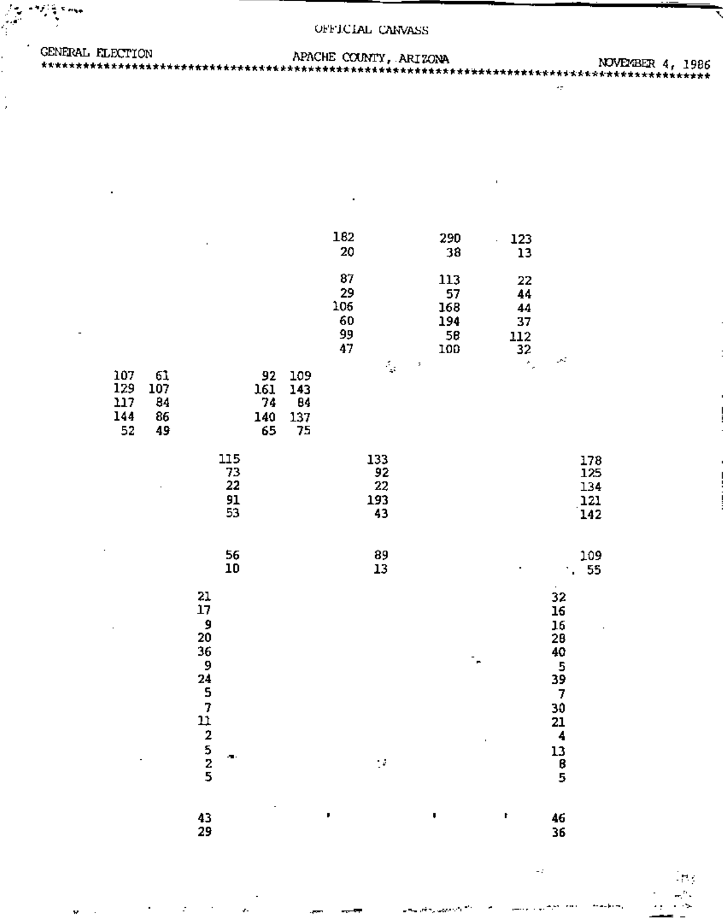OFFICIAL CANVASS

GENERAL ELECTION APACHE COUNTY, ARIZONA NOVEMBER 4, 1986

******************************************************************************************

| | | | | | | | | | | |
|---|---|---|---|---|---|---|---|---|---|---|
| | | | | | | 182 | | 290 | 123 | |
| | | | | | | 20 | | 38 | 13 | |
| | | | | | | 87 | | 113 | 22 | |
| | | | | | | 29 | | 57 | 44 | |
| | | | | | | 106 | | 168 | 44 | |
| | | | | | | 60 | | 194 | 37 | |
| | | | | | | 99 | | 58 | 112 | |
| | | | | | | 47 | | 100 | 32 | |
| 107 | 61 | | | 92 | 109 | | | | | |
| 129 | 107 | | | 161 | 143 | | | | | |
| 117 | 84 | | | 74 | 84 | | | | | |
| 144 | 86 | | | 140 | 137 | | | | | |
| 52 | 49 | | | 65 | 75 | | | | | |
| | | | 115 | | | | 133 | | | 178 |
| | | | 73 | | | | 92 | | | 125 |
| | | | 22 | | | | 22 | | | 134 |
| | | | 91 | | | | 193 | | | 121 |
| | | | 53 | | | | 43 | | | 142 |
| | | | 56 | | | | 89 | | | 109 |
| | | | 10 | | | | 13 | | | 55 |
| | | 21 | | | | | | | 32 | |
| | | 17 | | | | | | | 16 | |
| | | 9 | | | | | | | 16 | |
| | | 20 | | | | | | | 28 | |
| | | 36 | | | | | | | 40 | |
| | | 9 | | | | | | | 5 | |
| | | 24 | | | | | | | 39 | |
| | | 5 | | | | | | | 7 | |
| | | 7 | | | | | | | 30 | |
| | | 11 | | | | | | | 21 | |
| | | 2 | | | | | | | 4 | |
| | | 5 | | | | | | | 13 | |
| | | 2 | | | | | | | 8 | |
| | | 5 | | | | | | | 5 | |
| | | 43 | | | | | | | 46 | |
| | | 29 | | | | | | | 36 | |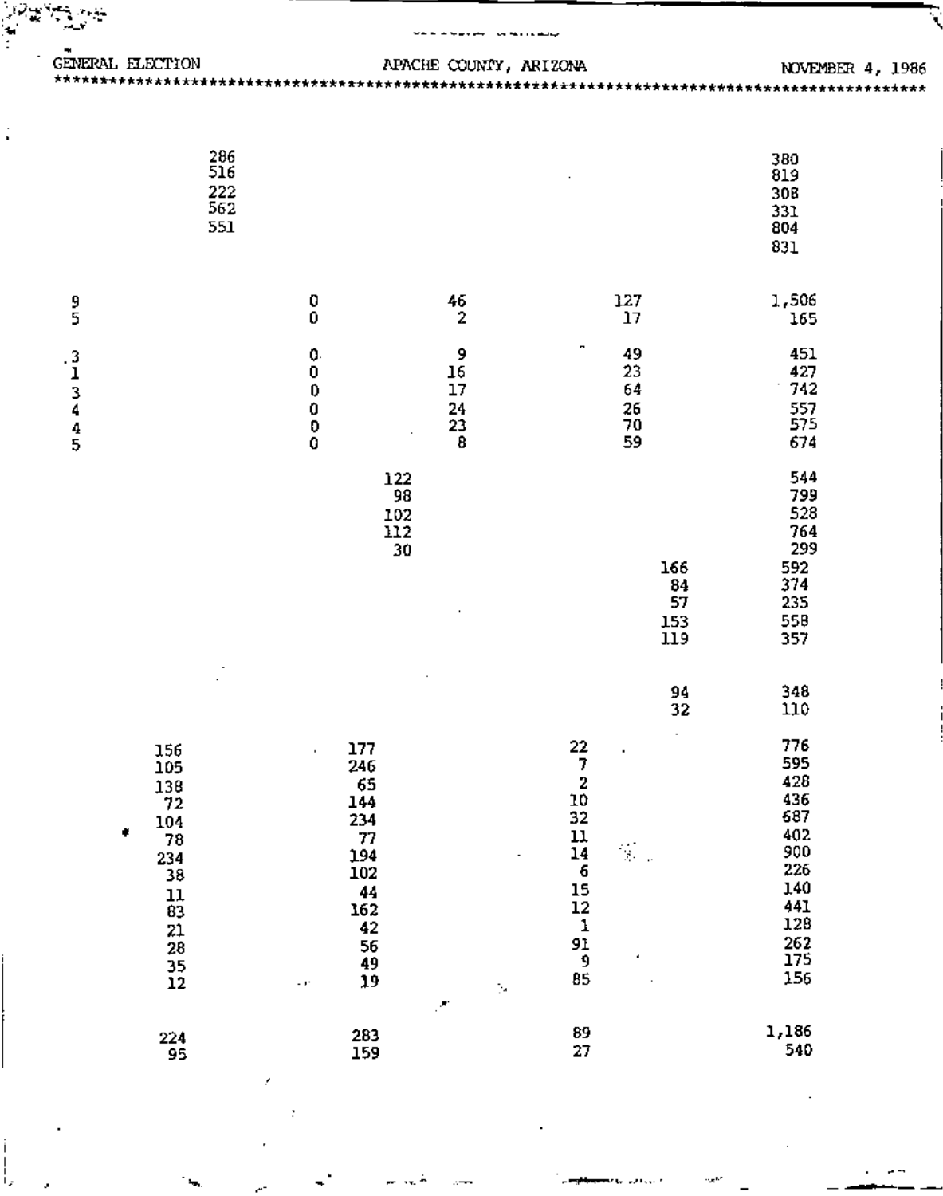| | | | | | | | | | | |
|---|---|---|---|---|---|---|---|---|---|---|
| | | 286 | | | | | | | | 380 |
| | | 516 | | | | | | | | 819 |
| | | 222 | | | | | | | | 308 |
| | | 562 | | | | | | | | 331 |
| | | 551 | | | | | | | | 804 |
| | | | | | | | | | | 831 |
| 9 | | | 0 | | | 46 | | 127 | | 1,506 |
| 5 | | | 0 | | | 2 | | 17 | | 165 |
| .3 | | | 0 | | | 9 | | 49 | | 451 |
| 1 | | | 0 | | | 16 | | 23 | | 427 |
| 3 | | | 0 | | | 17 | | 64 | | 742 |
| 4 | | | 0 | | | 24 | | 26 | | 557 |
| 4 | | | 0 | | | 23 | | 70 | | 575 |
| 5 | | | 0 | | | 8 | | 59 | | 674 |
| | | | | | 122 | | | | | 544 |
| | | | | | 98 | | | | | 799 |
| | | | | | 102 | | | | | 528 |
| | | | | | 112 | | | | | 764 |
| | | | | | 30 | | | | | 299 |
| | | | | | | | | | 166 | 592 |
| | | | | | | | | | 84 | 374 |
| | | | | | | | | | 57 | 235 |
| | | | | | | | | | 153 | 558 |
| | | | | | | | | | 119 | 357 |
| | | | | | | | | | 94 | 348 |
| | | | | | | | | | 32 | 110 |
| | 156 | | | 177 | | | 22 | | | 776 |
| | 105 | | | 246 | | | 7 | | | 595 |
| | 138 | | | 65 | | | 2 | | | 428 |
| | 72 | | | 144 | | | 10 | | | 436 |
| | 104 | | | 234 | | | 32 | | | 687 |
| | 78 | | | 77 | | | 11 | | | 402 |
| | 234 | | | 194 | | | 14 | | | 900 |
| | 38 | | | 102 | | | 6 | | | 226 |
| | 11 | | | 44 | | | 15 | | | 140 |
| | 83 | | | 162 | | | 12 | | | 441 |
| | 21 | | | 42 | | | 1 | | | 128 |
| | 28 | | | 56 | | | 91 | | | 262 |
| | 35 | | | 49 | | | 9 | | | 175 |
| | 12 | | | 19 | | | 85 | | | 156 |
| | 224 | | | 283 | | | 89 | | | 1,186 |
| | 95 | | | 159 | | | 27 | | | 540 |